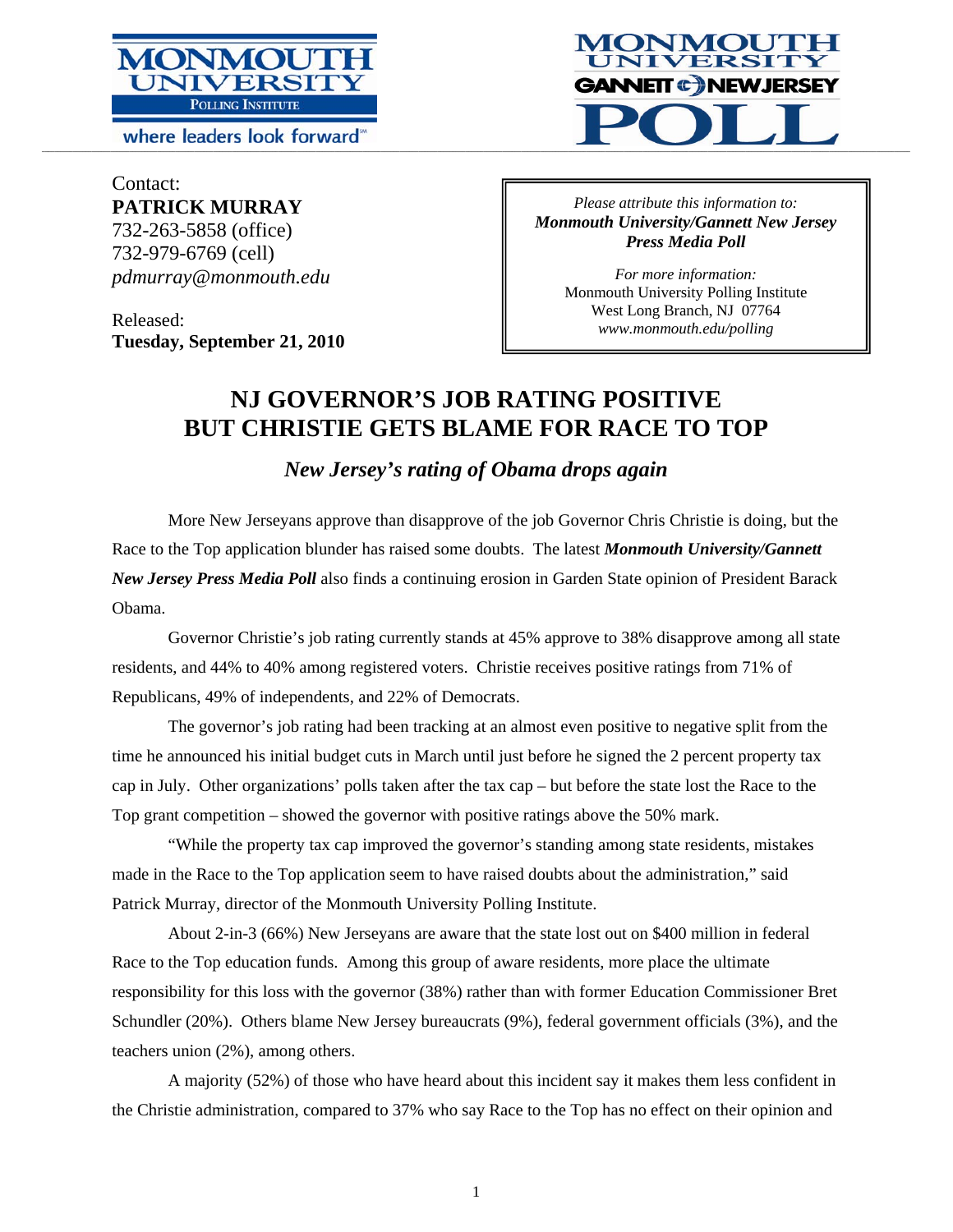Contact:
**PATRICK MURRAY**
732-263-5858 (office)
732-979-6769 (cell)
*pdmurray@monmouth.edu*

Released:
**Tuesday, September 21, 2010**

*Please attribute this information to:*
***Monmouth University/Gannett New Jersey Press Media Poll***

*For more information:*
Monmouth University Polling Institute
West Long Branch, NJ 07764
*www.monmouth.edu/polling*

# NJ GOVERNOR'S JOB RATING POSITIVE BUT CHRISTIE GETS BLAME FOR RACE TO TOP

## *New Jersey's rating of Obama drops again*

More New Jerseyans approve than disapprove of the job Governor Chris Christie is doing, but the Race to the Top application blunder has raised some doubts. The latest ***Monmouth University/Gannett New Jersey Press Media Poll*** also finds a continuing erosion in Garden State opinion of President Barack Obama.

Governor Christie's job rating currently stands at 45% approve to 38% disapprove among all state residents, and 44% to 40% among registered voters. Christie receives positive ratings from 71% of Republicans, 49% of independents, and 22% of Democrats.

The governor's job rating had been tracking at an almost even positive to negative split from the time he announced his initial budget cuts in March until just before he signed the 2 percent property tax cap in July. Other organizations' polls taken after the tax cap – but before the state lost the Race to the Top grant competition – showed the governor with positive ratings above the 50% mark.

"While the property tax cap improved the governor's standing among state residents, mistakes made in the Race to the Top application seem to have raised doubts about the administration," said Patrick Murray, director of the Monmouth University Polling Institute.

About 2-in-3 (66%) New Jerseyans are aware that the state lost out on $400 million in federal Race to the Top education funds. Among this group of aware residents, more place the ultimate responsibility for this loss with the governor (38%) rather than with former Education Commissioner Bret Schundler (20%). Others blame New Jersey bureaucrats (9%), federal government officials (3%), and the teachers union (2%), among others.

A majority (52%) of those who have heard about this incident say it makes them less confident in the Christie administration, compared to 37% who say Race to the Top has no effect on their opinion and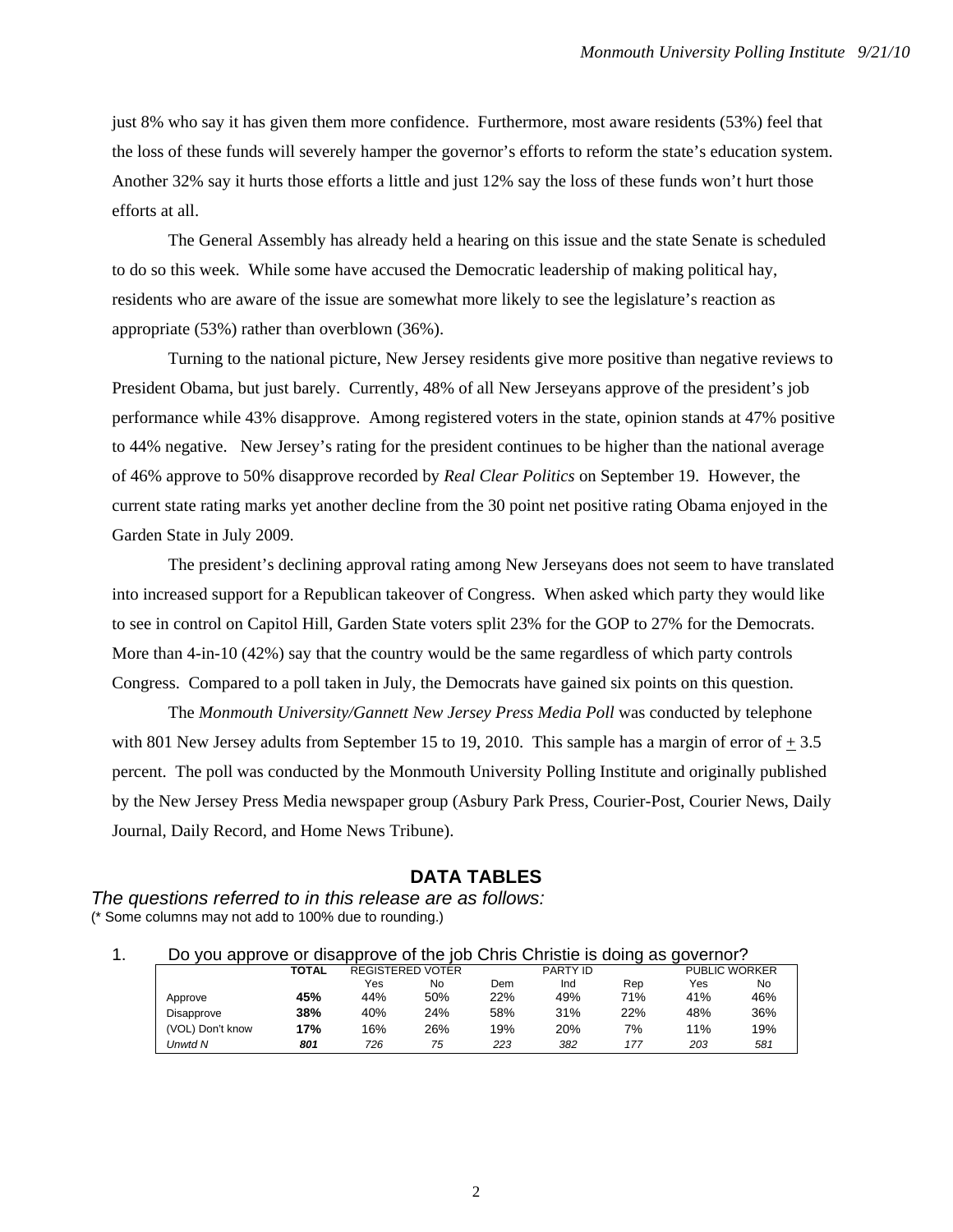just 8% who say it has given them more confidence. Furthermore, most aware residents (53%) feel that the loss of these funds will severely hamper the governor's efforts to reform the state's education system. Another 32% say it hurts those efforts a little and just 12% say the loss of these funds won't hurt those efforts at all.

The General Assembly has already held a hearing on this issue and the state Senate is scheduled to do so this week. While some have accused the Democratic leadership of making political hay, residents who are aware of the issue are somewhat more likely to see the legislature's reaction as appropriate (53%) rather than overblown (36%).

Turning to the national picture, New Jersey residents give more positive than negative reviews to President Obama, but just barely. Currently, 48% of all New Jerseyans approve of the president's job performance while 43% disapprove. Among registered voters in the state, opinion stands at 47% positive to 44% negative. New Jersey's rating for the president continues to be higher than the national average of 46% approve to 50% disapprove recorded by *Real Clear Politics* on September 19. However, the current state rating marks yet another decline from the 30 point net positive rating Obama enjoyed in the Garden State in July 2009.

The president's declining approval rating among New Jerseyans does not seem to have translated into increased support for a Republican takeover of Congress. When asked which party they would like to see in control on Capitol Hill, Garden State voters split 23% for the GOP to 27% for the Democrats. More than 4-in-10 (42%) say that the country would be the same regardless of which party controls Congress. Compared to a poll taken in July, the Democrats have gained six points on this question.

The *Monmouth University/Gannett New Jersey Press Media Poll* was conducted by telephone with 801 New Jersey adults from September 15 to 19, 2010. This sample has a margin of error of ± 3.5 percent. The poll was conducted by the Monmouth University Polling Institute and originally published by the New Jersey Press Media newspaper group (Asbury Park Press, Courier-Post, Courier News, Daily Journal, Daily Record, and Home News Tribune).

## DATA TABLES

*The questions referred to in this release are as follows:*

(* Some columns may not add to 100% due to rounding.)

1. Do you approve or disapprove of the job Chris Christie is doing as governor?

| | TOTAL | REGISTERED VOTER | | PARTY ID | | | PUBLIC WORKER | |
|---|---|---|---|---|---|---|---|---|
| | | Yes | No | Dem | Ind | Rep | Yes | No |
| Approve | **45%** | 44% | 50% | 22% | 49% | 71% | 41% | 46% |
| Disapprove | **38%** | 40% | 24% | 58% | 31% | 22% | 48% | 36% |
| (VOL) Don't know | **17%** | 16% | 26% | 19% | 20% | 7% | 11% | 19% |
| *Unwtd N* | ***801*** | *726* | *75* | *223* | *382* | *177* | *203* | *581* |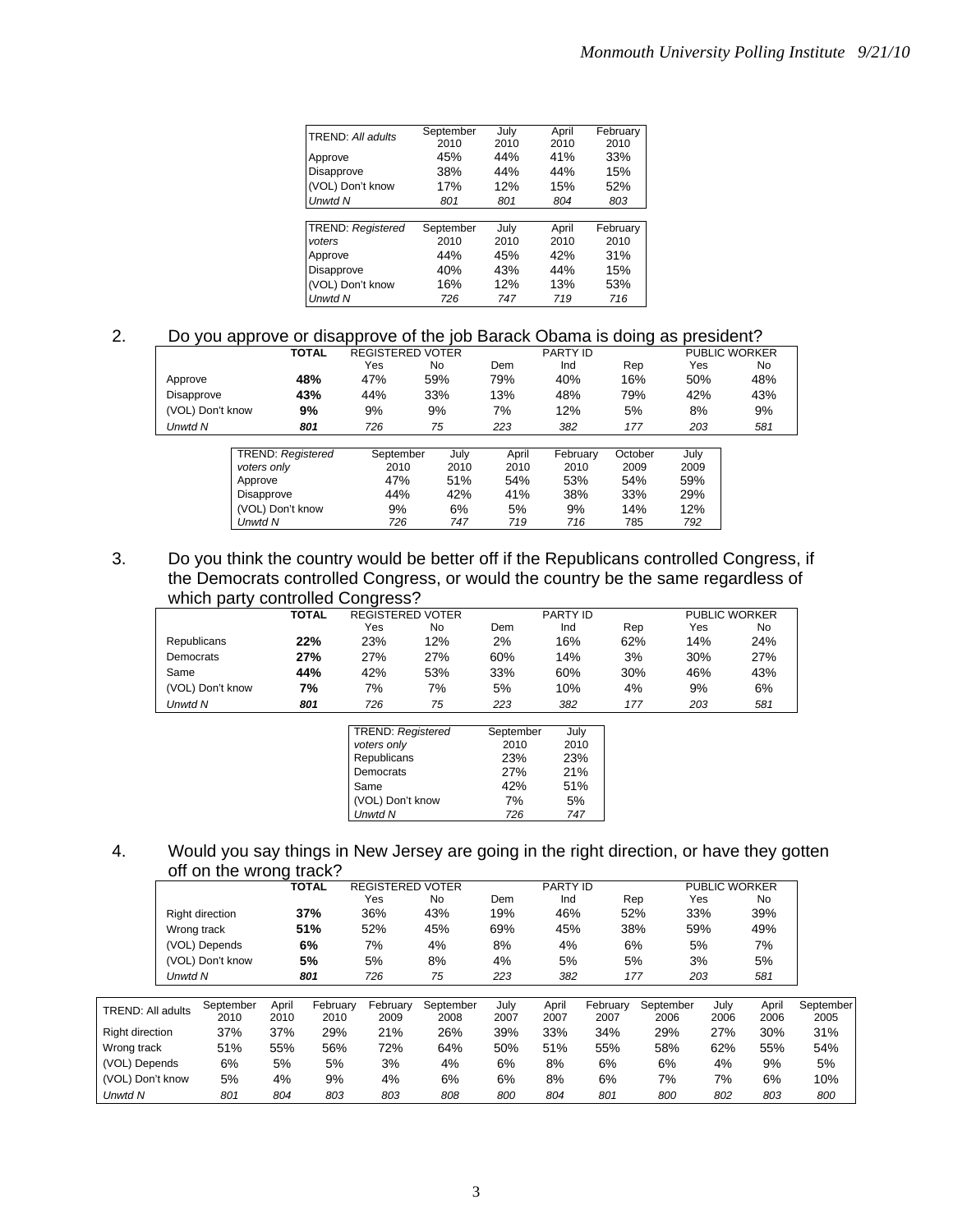| TREND: *All adults* | September 2010 | July 2010 | April 2010 | February 2010 |
|---|---|---|---|---|
| Approve | 45% | 44% | 41% | 33% |
| Disapprove | 38% | 44% | 44% | 15% |
| (VOL) Don't know | 17% | 12% | 15% | 52% |
| *Unwtd N* | *801* | *801* | *804* | *803* |

| TREND: *Registered voters* | September 2010 | July 2010 | April 2010 | February 2010 |
|---|---|---|---|---|
| Approve | 44% | 45% | 42% | 31% |
| Disapprove | 40% | 43% | 44% | 15% |
| (VOL) Don't know | 16% | 12% | 13% | 53% |
| *Unwtd N* | *726* | *747* | *719* | *716* |

2. Do you approve or disapprove of the job Barack Obama is doing as president?

| | TOTAL | REGISTERED VOTER | | PARTY ID | | | PUBLIC WORKER | |
|---|---|---|---|---|---|---|---|---|
| | | Yes | No | Dem | Ind | Rep | Yes | No |
| Approve | **48%** | 47% | 59% | 79% | 40% | 16% | 50% | 48% |
| Disapprove | **43%** | 44% | 33% | 13% | 48% | 79% | 42% | 43% |
| (VOL) Don't know | **9%** | 9% | 9% | 7% | 12% | 5% | 8% | 9% |
| *Unwtd N* | ***801*** | *726* | *75* | *223* | *382* | *177* | *203* | *581* |

| TREND: *Registered voters only* | September 2010 | July 2010 | April 2010 | February 2010 | October 2009 | July 2009 |
|---|---|---|---|---|---|---|
| Approve | 47% | 51% | 54% | 53% | 54% | 59% |
| Disapprove | 44% | 42% | 41% | 38% | 33% | 29% |
| (VOL) Don't know | 9% | 6% | 5% | 9% | 14% | 12% |
| *Unwtd N* | *726* | *747* | *719* | *716* | *785* | *792* |

3. Do you think the country would be better off if the Republicans controlled Congress, if the Democrats controlled Congress, or would the country be the same regardless of which party controlled Congress?

| | TOTAL | REGISTERED VOTER | | PARTY ID | | | PUBLIC WORKER | |
|---|---|---|---|---|---|---|---|---|
| | | Yes | No | Dem | Ind | Rep | Yes | No |
| Republicans | **22%** | 23% | 12% | 2% | 16% | 62% | 14% | 24% |
| Democrats | **27%** | 27% | 27% | 60% | 14% | 3% | 30% | 27% |
| Same | **44%** | 42% | 53% | 33% | 60% | 30% | 46% | 43% |
| (VOL) Don't know | **7%** | 7% | 7% | 5% | 10% | 4% | 9% | 6% |
| *Unwtd N* | ***801*** | *726* | *75* | *223* | *382* | *177* | *203* | *581* |

| TREND: *Registered voters only* | September 2010 | July 2010 |
|---|---|---|
| Republicans | 23% | 23% |
| Democrats | 27% | 21% |
| Same | 42% | 51% |
| (VOL) Don't know | 7% | 5% |
| *Unwtd N* | *726* | *747* |

4. Would you say things in New Jersey are going in the right direction, or have they gotten off on the wrong track?

| | TOTAL | REGISTERED VOTER | | PARTY ID | | | PUBLIC WORKER | |
|---|---|---|---|---|---|---|---|---|
| | | Yes | No | Dem | Ind | Rep | Yes | No |
| Right direction | **37%** | 36% | 43% | 19% | 46% | 52% | 33% | 39% |
| Wrong track | **51%** | 52% | 45% | 69% | 45% | 38% | 59% | 49% |
| (VOL) Depends | **6%** | 7% | 4% | 8% | 4% | 6% | 5% | 7% |
| (VOL) Don't know | **5%** | 5% | 8% | 4% | 5% | 5% | 3% | 5% |
| *Unwtd N* | ***801*** | *726* | *75* | *223* | *382* | *177* | *203* | *581* |

| TREND: All adults | September 2010 | April 2010 | February 2010 | February 2009 | September 2008 | July 2007 | April 2007 | February 2007 | September 2006 | July 2006 | April 2006 | September 2005 |
|---|---|---|---|---|---|---|---|---|---|---|---|---|
| Right direction | 37% | 37% | 29% | 21% | 26% | 39% | 33% | 34% | 29% | 27% | 30% | 31% |
| Wrong track | 51% | 55% | 56% | 72% | 64% | 50% | 51% | 55% | 58% | 62% | 55% | 54% |
| (VOL) Depends | 6% | 5% | 5% | 3% | 4% | 6% | 8% | 6% | 6% | 4% | 9% | 5% |
| (VOL) Don't know | 5% | 4% | 9% | 4% | 6% | 6% | 8% | 6% | 7% | 7% | 6% | 10% |
| *Unwtd N* | *801* | *804* | *803* | *803* | *808* | *800* | *804* | *801* | *800* | *802* | *803* | *800* |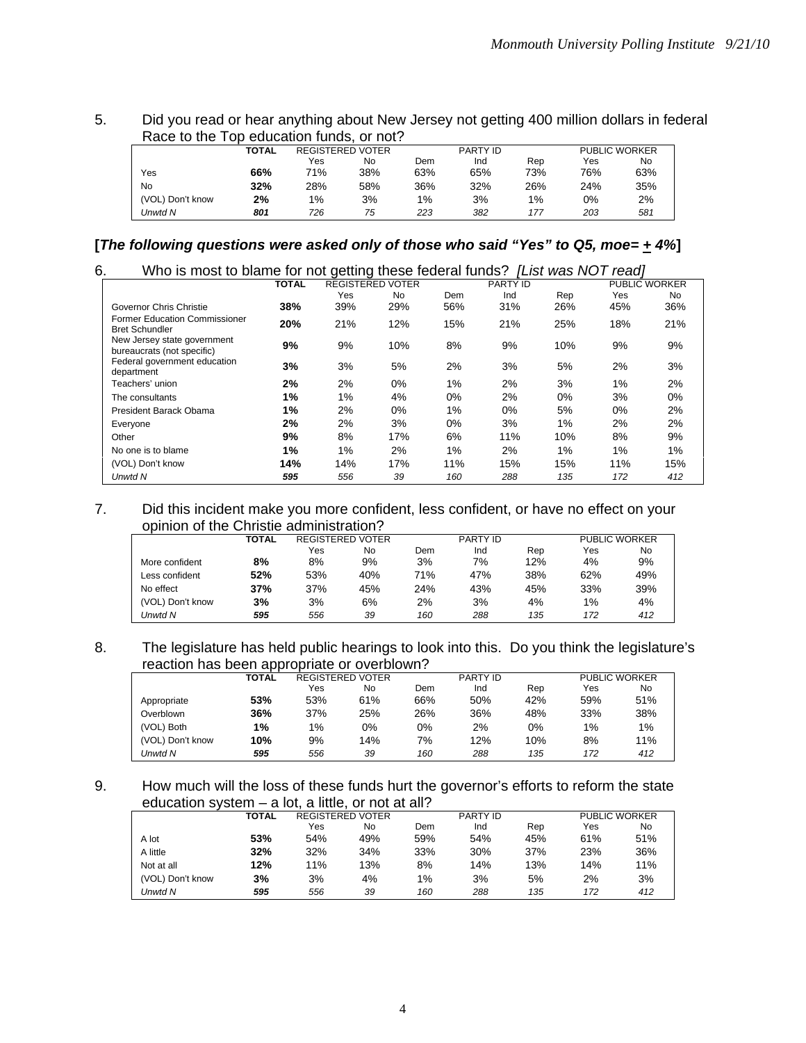5. Did you read or hear anything about New Jersey not getting 400 million dollars in federal Race to the Top education funds, or not?

| | TOTAL | REGISTERED VOTER | | PARTY ID | | | PUBLIC WORKER | |
|---|---|---|---|---|---|---|---|---|
| | | Yes | No | Dem | Ind | Rep | Yes | No |
| Yes | **66%** | 71% | 38% | 63% | 65% | 73% | 76% | 63% |
| No | **32%** | 28% | 58% | 36% | 32% | 26% | 24% | 35% |
| (VOL) Don't know | **2%** | 1% | 3% | 1% | 3% | 1% | 0% | 2% |
| *Unwtd N* | ***801*** | *726* | *75* | *223* | *382* | *177* | *203* | *581* |

**[*The following questions were asked only of those who said "Yes" to Q5, moe= + 4%*]**

6. Who is most to blame for not getting these federal funds? *[List was NOT read]*

| | TOTAL | REGISTERED VOTER | | PARTY ID | | | PUBLIC WORKER | |
|---|---|---|---|---|---|---|---|---|
| | | Yes | No | Dem | Ind | Rep | Yes | No |
| Governor Chris Christie | **38%** | 39% | 29% | 56% | 31% | 26% | 45% | 36% |
| Former Education Commissioner Bret Schundler | **20%** | 21% | 12% | 15% | 21% | 25% | 18% | 21% |
| New Jersey state government bureaucrats (not specific) | **9%** | 9% | 10% | 8% | 9% | 10% | 9% | 9% |
| Federal government education department | **3%** | 3% | 5% | 2% | 3% | 5% | 2% | 3% |
| Teachers' union | **2%** | 2% | 0% | 1% | 2% | 3% | 1% | 2% |
| The consultants | **1%** | 1% | 4% | 0% | 2% | 0% | 3% | 0% |
| President Barack Obama | **1%** | 2% | 0% | 1% | 0% | 5% | 0% | 2% |
| Everyone | **2%** | 2% | 3% | 0% | 3% | 1% | 2% | 2% |
| Other | **9%** | 8% | 17% | 6% | 11% | 10% | 8% | 9% |
| No one is to blame | **1%** | 1% | 2% | 1% | 2% | 1% | 1% | 1% |
| (VOL) Don't know | **14%** | 14% | 17% | 11% | 15% | 15% | 11% | 15% |
| *Unwtd N* | ***595*** | *556* | *39* | *160* | *288* | *135* | *172* | *412* |

7. Did this incident make you more confident, less confident, or have no effect on your opinion of the Christie administration?

| | TOTAL | REGISTERED VOTER | | PARTY ID | | | PUBLIC WORKER | |
|---|---|---|---|---|---|---|---|---|
| | | Yes | No | Dem | Ind | Rep | Yes | No |
| More confident | **8%** | 8% | 9% | 3% | 7% | 12% | 4% | 9% |
| Less confident | **52%** | 53% | 40% | 71% | 47% | 38% | 62% | 49% |
| No effect | **37%** | 37% | 45% | 24% | 43% | 45% | 33% | 39% |
| (VOL) Don't know | **3%** | 3% | 6% | 2% | 3% | 4% | 1% | 4% |
| *Unwtd N* | ***595*** | *556* | *39* | *160* | *288* | *135* | *172* | *412* |

8. The legislature has held public hearings to look into this. Do you think the legislature's reaction has been appropriate or overblown?

| | TOTAL | REGISTERED VOTER | | PARTY ID | | | PUBLIC WORKER | |
|---|---|---|---|---|---|---|---|---|
| | | Yes | No | Dem | Ind | Rep | Yes | No |
| Appropriate | **53%** | 53% | 61% | 66% | 50% | 42% | 59% | 51% |
| Overblown | **36%** | 37% | 25% | 26% | 36% | 48% | 33% | 38% |
| (VOL) Both | **1%** | 1% | 0% | 0% | 2% | 0% | 1% | 1% |
| (VOL) Don't know | **10%** | 9% | 14% | 7% | 12% | 10% | 8% | 11% |
| *Unwtd N* | ***595*** | *556* | *39* | *160* | *288* | *135* | *172* | *412* |

9. How much will the loss of these funds hurt the governor's efforts to reform the state education system – a lot, a little, or not at all?

| | TOTAL | REGISTERED VOTER | | PARTY ID | | | PUBLIC WORKER | |
|---|---|---|---|---|---|---|---|---|
| | | Yes | No | Dem | Ind | Rep | Yes | No |
| A lot | **53%** | 54% | 49% | 59% | 54% | 45% | 61% | 51% |
| A little | **32%** | 32% | 34% | 33% | 30% | 37% | 23% | 36% |
| Not at all | **12%** | 11% | 13% | 8% | 14% | 13% | 14% | 11% |
| (VOL) Don't know | **3%** | 3% | 4% | 1% | 3% | 5% | 2% | 3% |
| *Unwtd N* | ***595*** | *556* | *39* | *160* | *288* | *135* | *172* | *412* |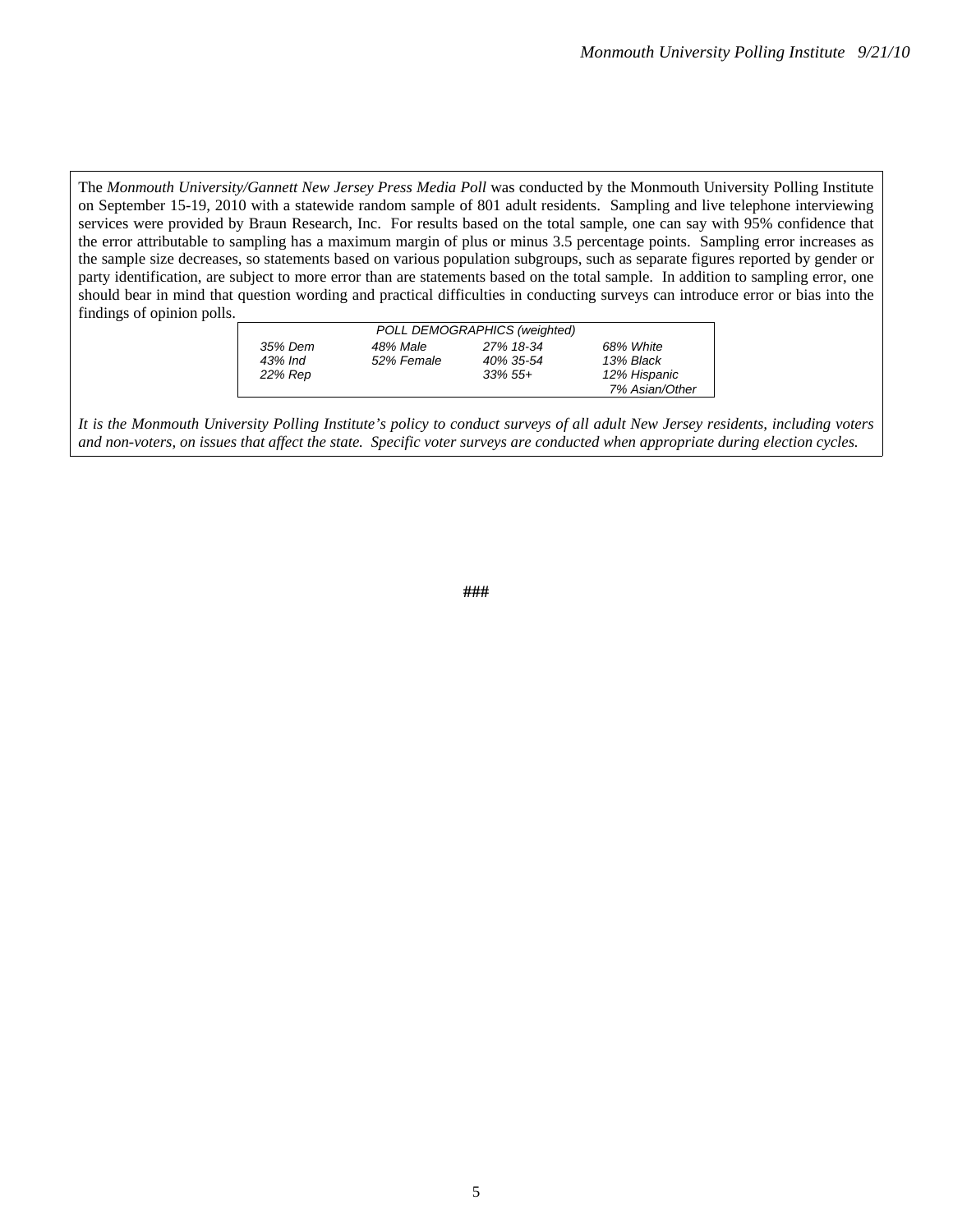The *Monmouth University/Gannett New Jersey Press Media Poll* was conducted by the Monmouth University Polling Institute on September 15-19, 2010 with a statewide random sample of 801 adult residents. Sampling and live telephone interviewing services were provided by Braun Research, Inc. For results based on the total sample, one can say with 95% confidence that the error attributable to sampling has a maximum margin of plus or minus 3.5 percentage points. Sampling error increases as the sample size decreases, so statements based on various population subgroups, such as separate figures reported by gender or party identification, are subject to more error than are statements based on the total sample. In addition to sampling error, one should bear in mind that question wording and practical difficulties in conducting surveys can introduce error or bias into the findings of opinion polls.

*POLL DEMOGRAPHICS (weighted)*

| | | | |
|---|---|---|---|
| *35% Dem* | *48% Male* | *27% 18-34* | *68% White* |
| *43% Ind* | *52% Female* | *40% 35-54* | *13% Black* |
| *22% Rep* | | *33% 55+* | *12% Hispanic* |
| | | | *7% Asian/Other* |

*It is the Monmouth University Polling Institute's policy to conduct surveys of all adult New Jersey residents, including voters and non-voters, on issues that affect the state. Specific voter surveys are conducted when appropriate during election cycles.*

###